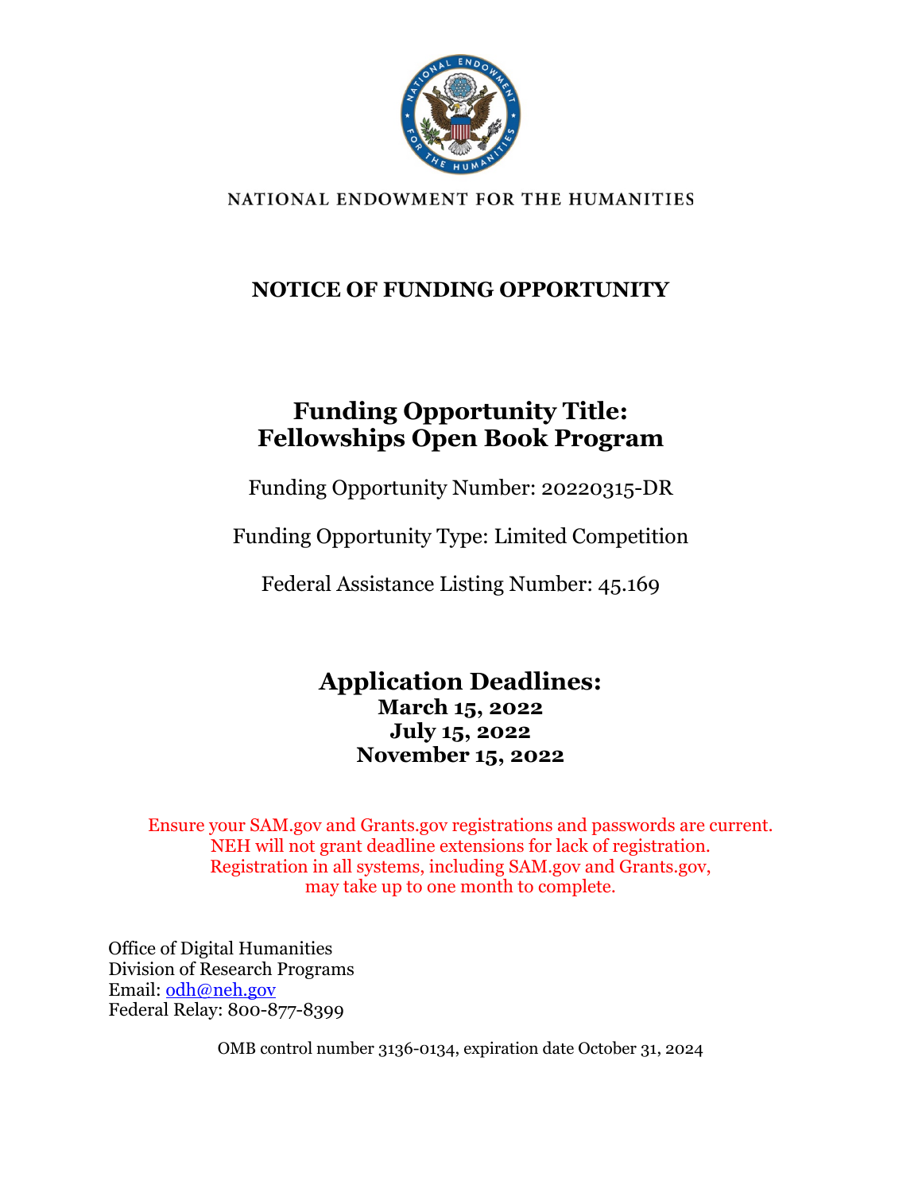NATIONAL ENDOWMENT FOR THE HUMANITIES

# NOTICE OF FUNDING OPPORTUNITY

## Funding Opportunity Title: Fellowships Open Book Program

Funding Opportunity Number: 20220315-DR

Funding Opportunity Type: Limited Competition

Federal Assistance Listing Number: 45.169

## Application Deadlines:

**March 15, 2022**
**July 15, 2022**
**November 15, 2022**

Ensure your SAM.gov and Grants.gov registrations and passwords are current.
NEH will not grant deadline extensions for lack of registration.
Registration in all systems, including SAM.gov and Grants.gov,
may take up to one month to complete.

Office of Digital Humanities
Division of Research Programs
Email: odh@neh.gov
Federal Relay: 800-877-8399

OMB control number 3136-0134, expiration date October 31, 2024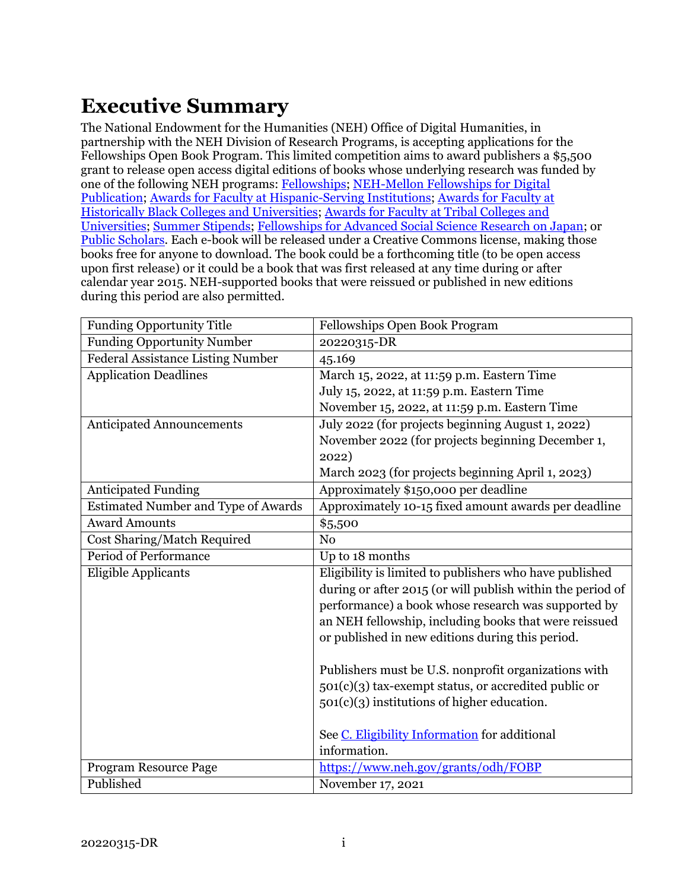# Executive Summary

The National Endowment for the Humanities (NEH) Office of Digital Humanities, in partnership with the NEH Division of Research Programs, is accepting applications for the Fellowships Open Book Program. This limited competition aims to award publishers a $5,500 grant to release open access digital editions of books whose underlying research was funded by one of the following NEH programs: [Fellowships](); [NEH-Mellon Fellowships for Digital Publication](); [Awards for Faculty at Hispanic-Serving Institutions](); [Awards for Faculty at Historically Black Colleges and Universities](); [Awards for Faculty at Tribal Colleges and Universities](); [Summer Stipends](); [Fellowships for Advanced Social Science Research on Japan](); or [Public Scholars](). Each e-book will be released under a Creative Commons license, making those books free for anyone to download. The book could be a forthcoming title (to be open access upon first release) or it could be a book that was first released at any time during or after calendar year 2015. NEH-supported books that were reissued or published in new editions during this period are also permitted.

| | |
|---|---|
| Funding Opportunity Title | Fellowships Open Book Program |
| Funding Opportunity Number | 20220315-DR |
| Federal Assistance Listing Number | 45.169 |
| Application Deadlines | March 15, 2022, at 11:59 p.m. Eastern Time<br>July 15, 2022, at 11:59 p.m. Eastern Time<br>November 15, 2022, at 11:59 p.m. Eastern Time |
| Anticipated Announcements | July 2022 (for projects beginning August 1, 2022)<br>November 2022 (for projects beginning December 1, 2022)<br>March 2023 (for projects beginning April 1, 2023) |
| Anticipated Funding | Approximately $150,000 per deadline |
| Estimated Number and Type of Awards | Approximately 10-15 fixed amount awards per deadline |
| Award Amounts | $5,500 |
| Cost Sharing/Match Required | No |
| Period of Performance | Up to 18 months |
| Eligible Applicants | Eligibility is limited to publishers who have published during or after 2015 (or will publish within the period of performance) a book whose research was supported by an NEH fellowship, including books that were reissued or published in new editions during this period.<br><br>Publishers must be U.S. nonprofit organizations with 501(c)(3) tax-exempt status, or accredited public or 501(c)(3) institutions of higher education.<br><br>See [C. Eligibility Information]() for additional information. |
| Program Resource Page | [https://www.neh.gov/grants/odh/FOBP](https://www.neh.gov/grants/odh/FOBP) |
| Published | November 17, 2021 |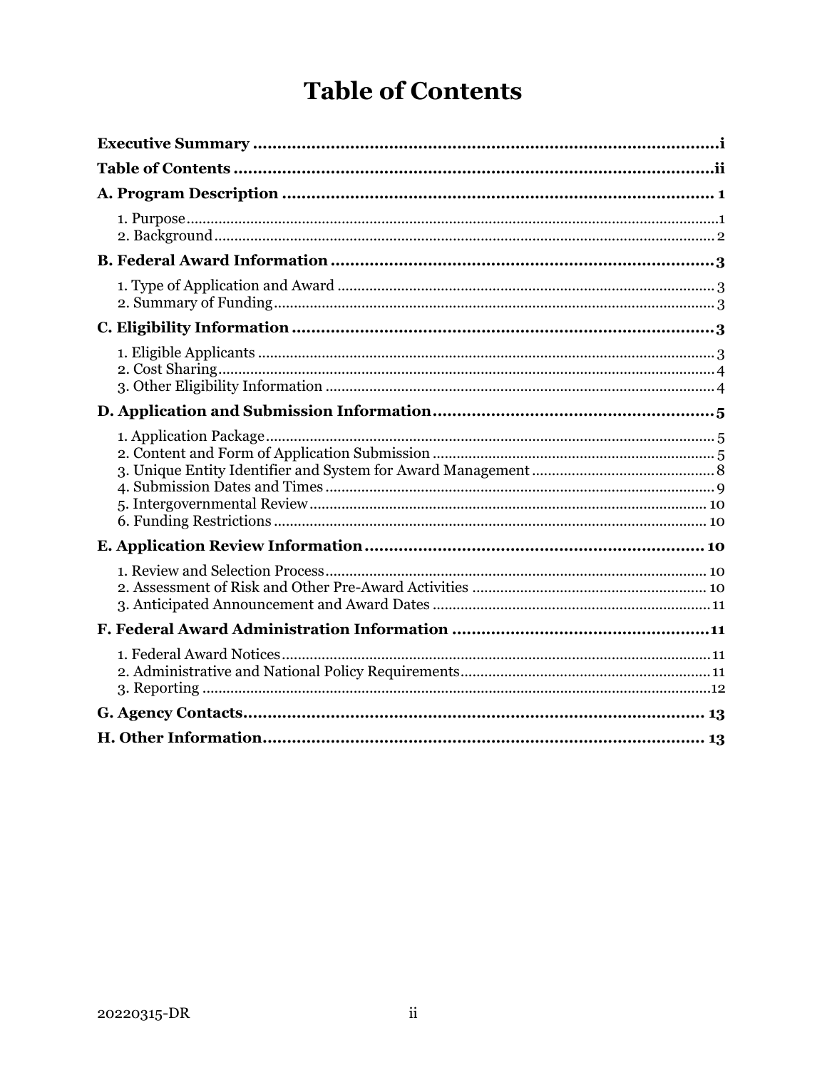# Table of Contents

**Executive Summary** ..... i

**Table of Contents** ..... ii

**A. Program Description** ..... 1

1. Purpose ..... 1
2. Background ..... 2

**B. Federal Award Information** ..... 3

1. Type of Application and Award ..... 3
2. Summary of Funding ..... 3

**C. Eligibility Information** ..... 3

1. Eligible Applicants ..... 3
2. Cost Sharing ..... 4
3. Other Eligibility Information ..... 4

**D. Application and Submission Information** ..... 5

1. Application Package ..... 5
2. Content and Form of Application Submission ..... 5
3. Unique Entity Identifier and System for Award Management ..... 8
4. Submission Dates and Times ..... 9
5. Intergovernmental Review ..... 10
6. Funding Restrictions ..... 10

**E. Application Review Information** ..... 10

1. Review and Selection Process ..... 10
2. Assessment of Risk and Other Pre-Award Activities ..... 10
3. Anticipated Announcement and Award Dates ..... 11

**F. Federal Award Administration Information** ..... 11

1. Federal Award Notices ..... 11
2. Administrative and National Policy Requirements ..... 11
3. Reporting ..... 12

**G. Agency Contacts** ..... 13

**H. Other Information** ..... 13

20220315-DR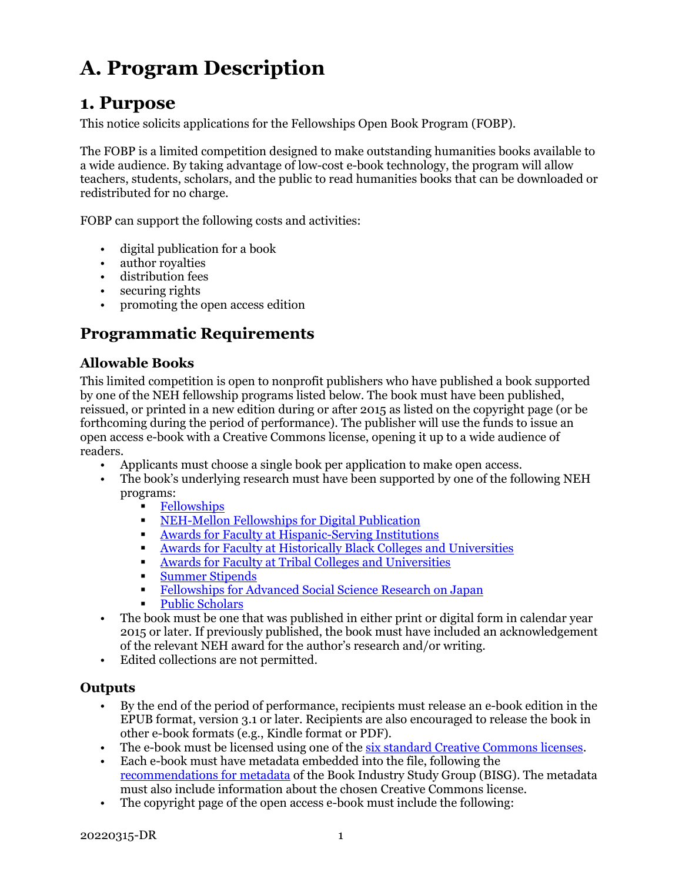# A. Program Description

## 1. Purpose

This notice solicits applications for the Fellowships Open Book Program (FOBP).

The FOBP is a limited competition designed to make outstanding humanities books available to a wide audience. By taking advantage of low-cost e-book technology, the program will allow teachers, students, scholars, and the public to read humanities books that can be downloaded or redistributed for no charge.

FOBP can support the following costs and activities:

- digital publication for a book
- author royalties
- distribution fees
- securing rights
- promoting the open access edition

## Programmatic Requirements

### Allowable Books

This limited competition is open to nonprofit publishers who have published a book supported by one of the NEH fellowship programs listed below. The book must have been published, reissued, or printed in a new edition during or after 2015 as listed on the copyright page (or be forthcoming during the period of performance). The publisher will use the funds to issue an open access e-book with a Creative Commons license, opening it up to a wide audience of readers.

- Applicants must choose a single book per application to make open access.
- The book's underlying research must have been supported by one of the following NEH programs:
  - Fellowships
  - NEH-Mellon Fellowships for Digital Publication
  - Awards for Faculty at Hispanic-Serving Institutions
  - Awards for Faculty at Historically Black Colleges and Universities
  - Awards for Faculty at Tribal Colleges and Universities
  - Summer Stipends
  - Fellowships for Advanced Social Science Research on Japan
  - Public Scholars
- The book must be one that was published in either print or digital form in calendar year 2015 or later. If previously published, the book must have included an acknowledgement of the relevant NEH award for the author's research and/or writing.
- Edited collections are not permitted.

### Outputs

- By the end of the period of performance, recipients must release an e-book edition in the EPUB format, version 3.1 or later. Recipients are also encouraged to release the book in other e-book formats (e.g., Kindle format or PDF).
- The e-book must be licensed using one of the six standard Creative Commons licenses.
- Each e-book must have metadata embedded into the file, following the recommendations for metadata of the Book Industry Study Group (BISG). The metadata must also include information about the chosen Creative Commons license.
- The copyright page of the open access e-book must include the following: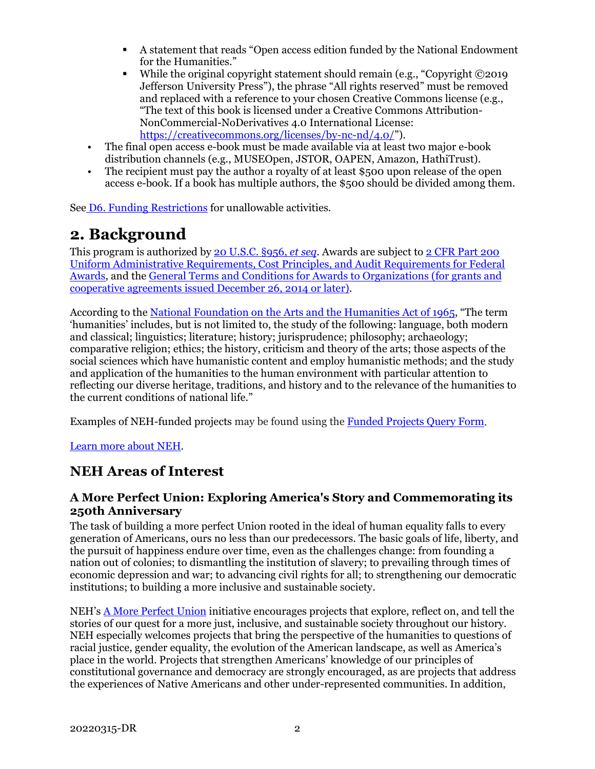- A statement that reads "Open access edition funded by the National Endowment for the Humanities."
  - While the original copyright statement should remain (e.g., "Copyright ©2019 Jefferson University Press"), the phrase "All rights reserved" must be removed and replaced with a reference to your chosen Creative Commons license (e.g., "The text of this book is licensed under a Creative Commons Attribution-NonCommercial-NoDerivatives 4.0 International License: https://creativecommons.org/licenses/by-nc-nd/4.0/").
- The final open access e-book must be made available via at least two major e-book distribution channels (e.g., MUSEOpen, JSTOR, OAPEN, Amazon, HathiTrust).
- The recipient must pay the author a royalty of at least $500 upon release of the open access e-book. If a book has multiple authors, the $500 should be divided among them.

See D6. Funding Restrictions for unallowable activities.

# 2. Background

This program is authorized by 20 U.S.C. §956, *et seq*. Awards are subject to 2 CFR Part 200 Uniform Administrative Requirements, Cost Principles, and Audit Requirements for Federal Awards, and the General Terms and Conditions for Awards to Organizations (for grants and cooperative agreements issued December 26, 2014 or later).

According to the National Foundation on the Arts and the Humanities Act of 1965, "The term 'humanities' includes, but is not limited to, the study of the following: language, both modern and classical; linguistics; literature; history; jurisprudence; philosophy; archaeology; comparative religion; ethics; the history, criticism and theory of the arts; those aspects of the social sciences which have humanistic content and employ humanistic methods; and the study and application of the humanities to the human environment with particular attention to reflecting our diverse heritage, traditions, and history and to the relevance of the humanities to the current conditions of national life."

Examples of NEH-funded projects may be found using the Funded Projects Query Form.

Learn more about NEH.

## NEH Areas of Interest

### A More Perfect Union: Exploring America's Story and Commemorating its 250th Anniversary

The task of building a more perfect Union rooted in the ideal of human equality falls to every generation of Americans, ours no less than our predecessors. The basic goals of life, liberty, and the pursuit of happiness endure over time, even as the challenges change: from founding a nation out of colonies; to dismantling the institution of slavery; to prevailing through times of economic depression and war; to advancing civil rights for all; to strengthening our democratic institutions; to building a more inclusive and sustainable society.

NEH's A More Perfect Union initiative encourages projects that explore, reflect on, and tell the stories of our quest for a more just, inclusive, and sustainable society throughout our history. NEH especially welcomes projects that bring the perspective of the humanities to questions of racial justice, gender equality, the evolution of the American landscape, as well as America's place in the world. Projects that strengthen Americans' knowledge of our principles of constitutional governance and democracy are strongly encouraged, as are projects that address the experiences of Native Americans and other under-represented communities. In addition,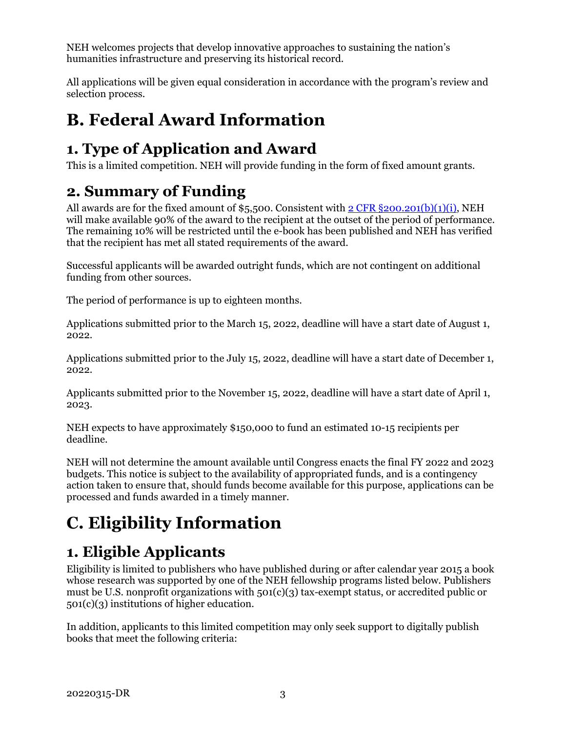NEH welcomes projects that develop innovative approaches to sustaining the nation's humanities infrastructure and preserving its historical record.

All applications will be given equal consideration in accordance with the program's review and selection process.

# B. Federal Award Information

## 1. Type of Application and Award

This is a limited competition. NEH will provide funding in the form of fixed amount grants.

## 2. Summary of Funding

All awards are for the fixed amount of $5,500. Consistent with [2 CFR §200.201(b)(1)(i)](), NEH will make available 90% of the award to the recipient at the outset of the period of performance. The remaining 10% will be restricted until the e-book has been published and NEH has verified that the recipient has met all stated requirements of the award.

Successful applicants will be awarded outright funds, which are not contingent on additional funding from other sources.

The period of performance is up to eighteen months.

Applications submitted prior to the March 15, 2022, deadline will have a start date of August 1, 2022.

Applications submitted prior to the July 15, 2022, deadline will have a start date of December 1, 2022.

Applicants submitted prior to the November 15, 2022, deadline will have a start date of April 1, 2023.

NEH expects to have approximately $150,000 to fund an estimated 10-15 recipients per deadline.

NEH will not determine the amount available until Congress enacts the final FY 2022 and 2023 budgets. This notice is subject to the availability of appropriated funds, and is a contingency action taken to ensure that, should funds become available for this purpose, applications can be processed and funds awarded in a timely manner.

# C. Eligibility Information

## 1. Eligible Applicants

Eligibility is limited to publishers who have published during or after calendar year 2015 a book whose research was supported by one of the NEH fellowship programs listed below. Publishers must be U.S. nonprofit organizations with 501(c)(3) tax-exempt status, or accredited public or 501(c)(3) institutions of higher education.

In addition, applicants to this limited competition may only seek support to digitally publish books that meet the following criteria: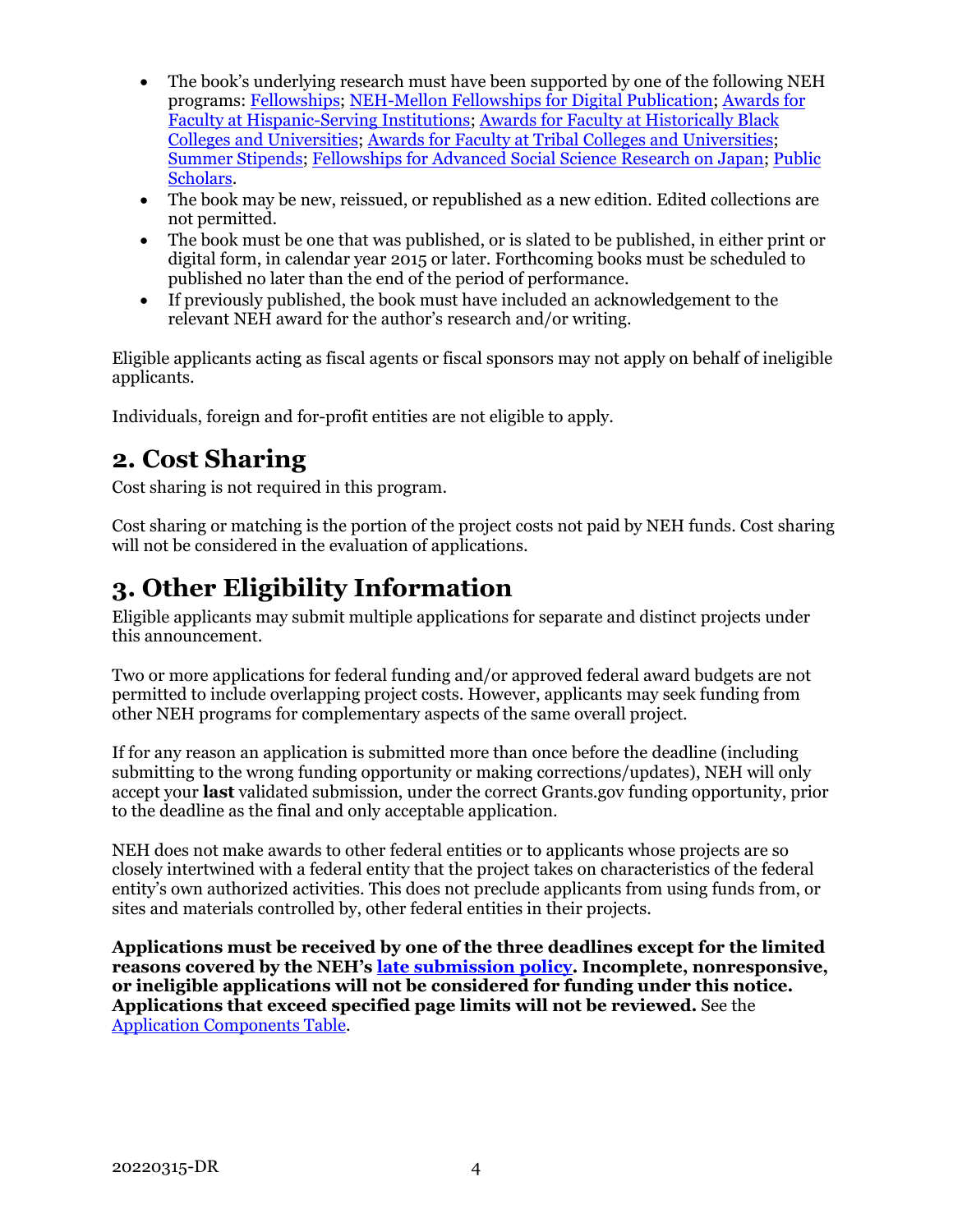- The book's underlying research must have been supported by one of the following NEH programs: Fellowships; NEH-Mellon Fellowships for Digital Publication; Awards for Faculty at Hispanic-Serving Institutions; Awards for Faculty at Historically Black Colleges and Universities; Awards for Faculty at Tribal Colleges and Universities; Summer Stipends; Fellowships for Advanced Social Science Research on Japan; Public Scholars.
- The book may be new, reissued, or republished as a new edition. Edited collections are not permitted.
- The book must be one that was published, or is slated to be published, in either print or digital form, in calendar year 2015 or later. Forthcoming books must be scheduled to published no later than the end of the period of performance.
- If previously published, the book must have included an acknowledgement to the relevant NEH award for the author's research and/or writing.

Eligible applicants acting as fiscal agents or fiscal sponsors may not apply on behalf of ineligible applicants.

Individuals, foreign and for-profit entities are not eligible to apply.

## 2. Cost Sharing

Cost sharing is not required in this program.

Cost sharing or matching is the portion of the project costs not paid by NEH funds. Cost sharing will not be considered in the evaluation of applications.

## 3. Other Eligibility Information

Eligible applicants may submit multiple applications for separate and distinct projects under this announcement.

Two or more applications for federal funding and/or approved federal award budgets are not permitted to include overlapping project costs. However, applicants may seek funding from other NEH programs for complementary aspects of the same overall project.

If for any reason an application is submitted more than once before the deadline (including submitting to the wrong funding opportunity or making corrections/updates), NEH will only accept your **last** validated submission, under the correct Grants.gov funding opportunity, prior to the deadline as the final and only acceptable application.

NEH does not make awards to other federal entities or to applicants whose projects are so closely intertwined with a federal entity that the project takes on characteristics of the federal entity's own authorized activities. This does not preclude applicants from using funds from, or sites and materials controlled by, other federal entities in their projects.

**Applications must be received by one of the three deadlines except for the limited reasons covered by the NEH's late submission policy. Incomplete, nonresponsive, or ineligible applications will not be considered for funding under this notice. Applications that exceed specified page limits will not be reviewed.** See the Application Components Table.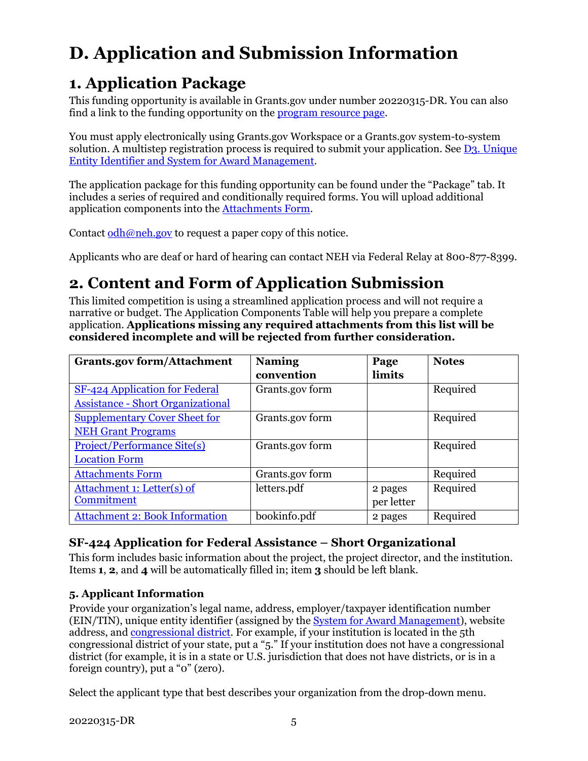# D. Application and Submission Information

## 1. Application Package

This funding opportunity is available in Grants.gov under number 20220315-DR. You can also find a link to the funding opportunity on the program resource page.

You must apply electronically using Grants.gov Workspace or a Grants.gov system-to-system solution. A multistep registration process is required to submit your application. See D3. Unique Entity Identifier and System for Award Management.

The application package for this funding opportunity can be found under the "Package" tab. It includes a series of required and conditionally required forms. You will upload additional application components into the Attachments Form.

Contact odh@neh.gov to request a paper copy of this notice.

Applicants who are deaf or hard of hearing can contact NEH via Federal Relay at 800-877-8399.

## 2. Content and Form of Application Submission

This limited competition is using a streamlined application process and will not require a narrative or budget. The Application Components Table will help you prepare a complete application. **Applications missing any required attachments from this list will be considered incomplete and will be rejected from further consideration.**

| Grants.gov form/Attachment | Naming convention | Page limits | Notes |
|---|---|---|---|
| SF-424 Application for Federal Assistance - Short Organizational | Grants.gov form | | Required |
| Supplementary Cover Sheet for NEH Grant Programs | Grants.gov form | | Required |
| Project/Performance Site(s) Location Form | Grants.gov form | | Required |
| Attachments Form | Grants.gov form | | Required |
| Attachment 1: Letter(s) of Commitment | letters.pdf | 2 pages per letter | Required |
| Attachment 2: Book Information | bookinfo.pdf | 2 pages | Required |

### SF-424 Application for Federal Assistance – Short Organizational

This form includes basic information about the project, the project director, and the institution. Items **1**, **2**, and **4** will be automatically filled in; item **3** should be left blank.

#### 5. Applicant Information

Provide your organization's legal name, address, employer/taxpayer identification number (EIN/TIN), unique entity identifier (assigned by the System for Award Management), website address, and congressional district. For example, if your institution is located in the 5th congressional district of your state, put a "5." If your institution does not have a congressional district (for example, it is in a state or U.S. jurisdiction that does not have districts, or is in a foreign country), put a "0" (zero).

Select the applicant type that best describes your organization from the drop-down menu.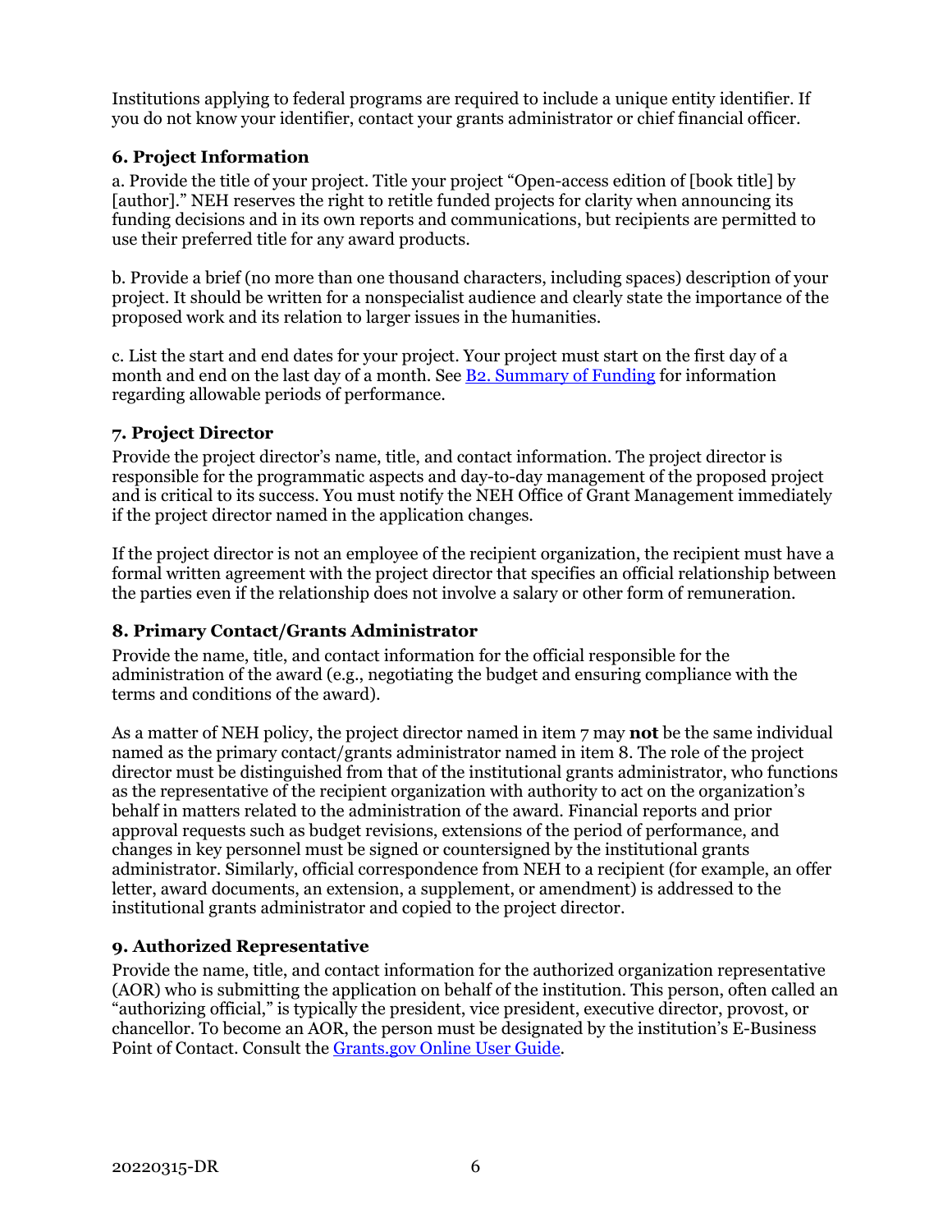Institutions applying to federal programs are required to include a unique entity identifier. If you do not know your identifier, contact your grants administrator or chief financial officer.

### 6. Project Information

a. Provide the title of your project. Title your project "Open-access edition of [book title] by [author]." NEH reserves the right to retitle funded projects for clarity when announcing its funding decisions and in its own reports and communications, but recipients are permitted to use their preferred title for any award products.

b. Provide a brief (no more than one thousand characters, including spaces) description of your project. It should be written for a nonspecialist audience and clearly state the importance of the proposed work and its relation to larger issues in the humanities.

c. List the start and end dates for your project. Your project must start on the first day of a month and end on the last day of a month. See [B2. Summary of Funding] for information regarding allowable periods of performance.

### 7. Project Director

Provide the project director's name, title, and contact information. The project director is responsible for the programmatic aspects and day-to-day management of the proposed project and is critical to its success. You must notify the NEH Office of Grant Management immediately if the project director named in the application changes.

If the project director is not an employee of the recipient organization, the recipient must have a formal written agreement with the project director that specifies an official relationship between the parties even if the relationship does not involve a salary or other form of remuneration.

### 8. Primary Contact/Grants Administrator

Provide the name, title, and contact information for the official responsible for the administration of the award (e.g., negotiating the budget and ensuring compliance with the terms and conditions of the award).

As a matter of NEH policy, the project director named in item 7 may **not** be the same individual named as the primary contact/grants administrator named in item 8. The role of the project director must be distinguished from that of the institutional grants administrator, who functions as the representative of the recipient organization with authority to act on the organization's behalf in matters related to the administration of the award. Financial reports and prior approval requests such as budget revisions, extensions of the period of performance, and changes in key personnel must be signed or countersigned by the institutional grants administrator. Similarly, official correspondence from NEH to a recipient (for example, an offer letter, award documents, an extension, a supplement, or amendment) is addressed to the institutional grants administrator and copied to the project director.

### 9. Authorized Representative

Provide the name, title, and contact information for the authorized organization representative (AOR) who is submitting the application on behalf of the institution. This person, often called an "authorizing official," is typically the president, vice president, executive director, provost, or chancellor. To become an AOR, the person must be designated by the institution's E-Business Point of Contact. Consult the [Grants.gov Online User Guide].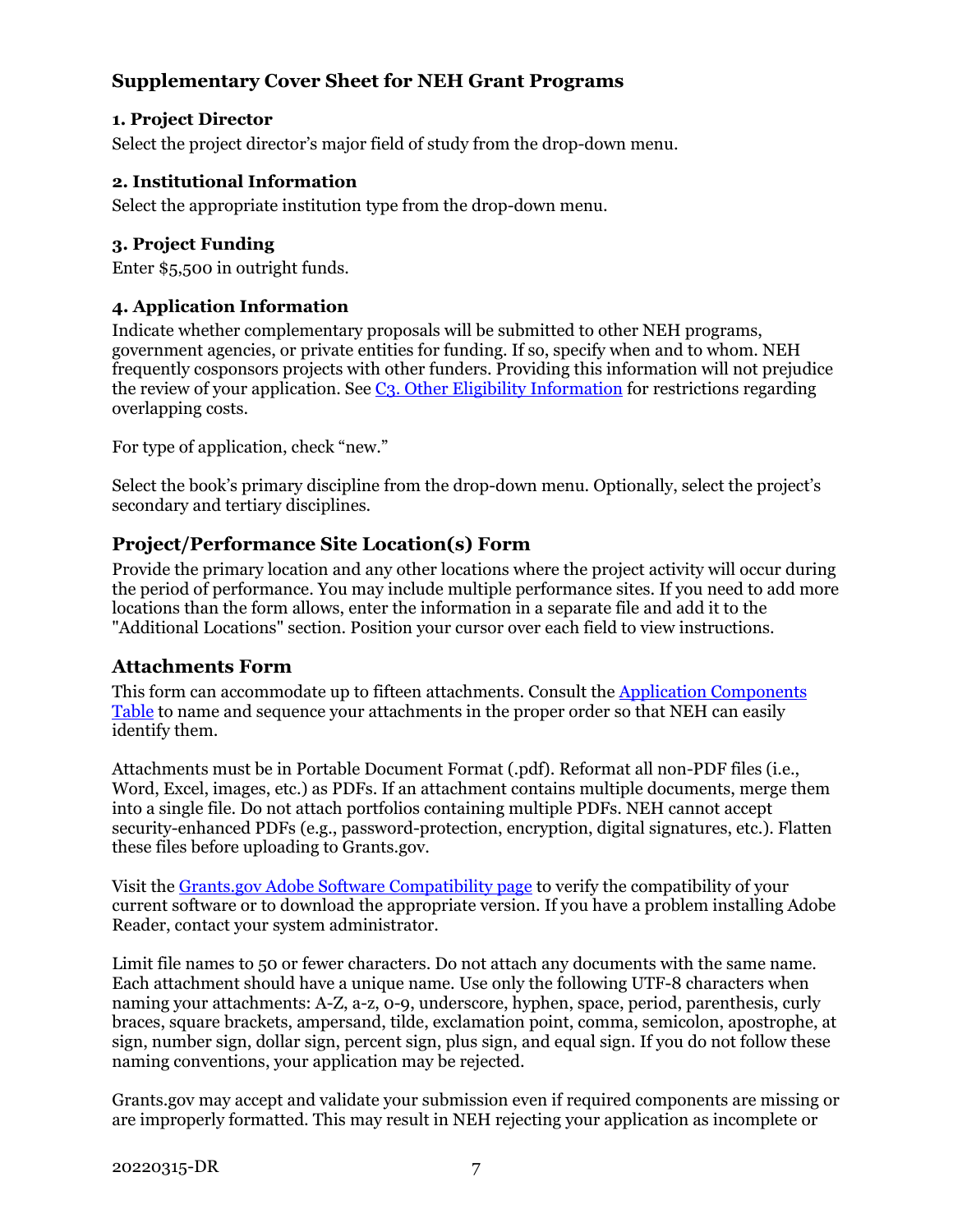## Supplementary Cover Sheet for NEH Grant Programs

### 1. Project Director

Select the project director's major field of study from the drop-down menu.

### 2. Institutional Information

Select the appropriate institution type from the drop-down menu.

### 3. Project Funding

Enter $5,500 in outright funds.

### 4. Application Information

Indicate whether complementary proposals will be submitted to other NEH programs, government agencies, or private entities for funding. If so, specify when and to whom. NEH frequently cosponsors projects with other funders. Providing this information will not prejudice the review of your application. See C3. Other Eligibility Information for restrictions regarding overlapping costs.

For type of application, check "new."

Select the book's primary discipline from the drop-down menu. Optionally, select the project's secondary and tertiary disciplines.

## Project/Performance Site Location(s) Form

Provide the primary location and any other locations where the project activity will occur during the period of performance. You may include multiple performance sites. If you need to add more locations than the form allows, enter the information in a separate file and add it to the "Additional Locations" section. Position your cursor over each field to view instructions.

## Attachments Form

This form can accommodate up to fifteen attachments. Consult the Application Components Table to name and sequence your attachments in the proper order so that NEH can easily identify them.

Attachments must be in Portable Document Format (.pdf). Reformat all non-PDF files (i.e., Word, Excel, images, etc.) as PDFs. If an attachment contains multiple documents, merge them into a single file. Do not attach portfolios containing multiple PDFs. NEH cannot accept security-enhanced PDFs (e.g., password-protection, encryption, digital signatures, etc.). Flatten these files before uploading to Grants.gov.

Visit the Grants.gov Adobe Software Compatibility page to verify the compatibility of your current software or to download the appropriate version. If you have a problem installing Adobe Reader, contact your system administrator.

Limit file names to 50 or fewer characters. Do not attach any documents with the same name. Each attachment should have a unique name. Use only the following UTF-8 characters when naming your attachments: A-Z, a-z, 0-9, underscore, hyphen, space, period, parenthesis, curly braces, square brackets, ampersand, tilde, exclamation point, comma, semicolon, apostrophe, at sign, number sign, dollar sign, percent sign, plus sign, and equal sign. If you do not follow these naming conventions, your application may be rejected.

Grants.gov may accept and validate your submission even if required components are missing or are improperly formatted. This may result in NEH rejecting your application as incomplete or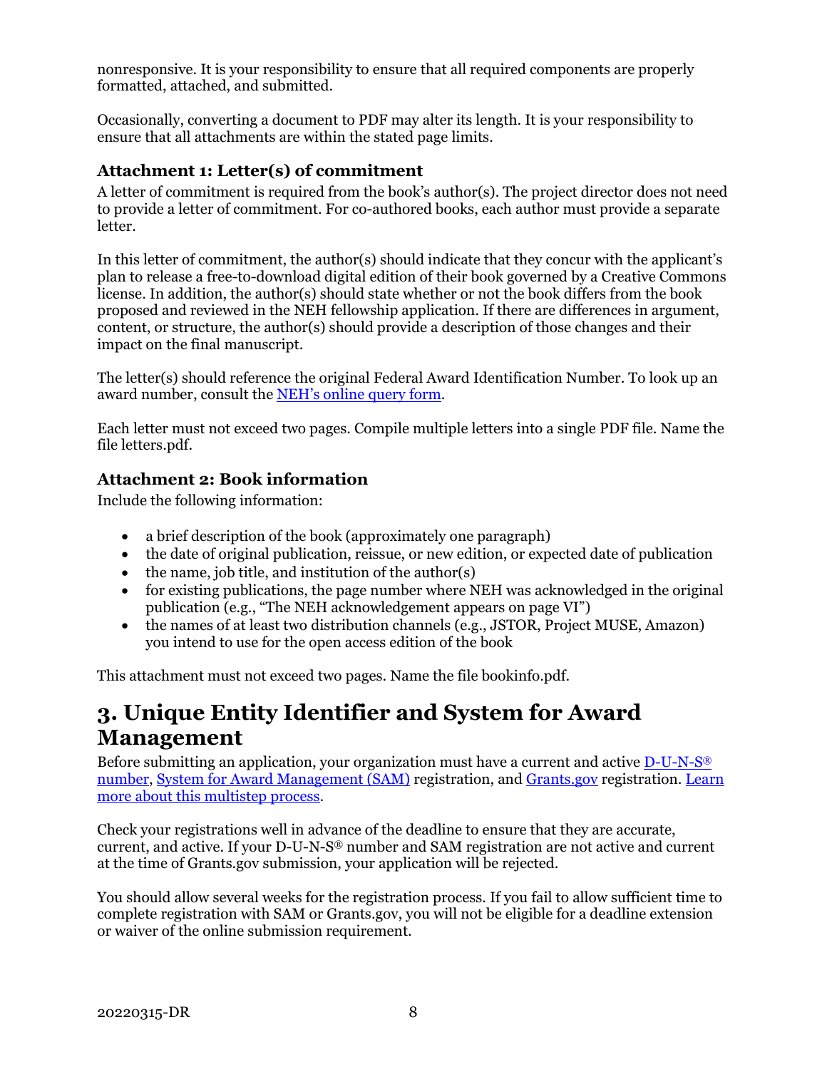nonresponsive. It is your responsibility to ensure that all required components are properly formatted, attached, and submitted.

Occasionally, converting a document to PDF may alter its length. It is your responsibility to ensure that all attachments are within the stated page limits.

### Attachment 1: Letter(s) of commitment

A letter of commitment is required from the book's author(s). The project director does not need to provide a letter of commitment. For co-authored books, each author must provide a separate letter.

In this letter of commitment, the author(s) should indicate that they concur with the applicant's plan to release a free-to-download digital edition of their book governed by a Creative Commons license. In addition, the author(s) should state whether or not the book differs from the book proposed and reviewed in the NEH fellowship application. If there are differences in argument, content, or structure, the author(s) should provide a description of those changes and their impact on the final manuscript.

The letter(s) should reference the original Federal Award Identification Number. To look up an award number, consult the NEH's online query form.

Each letter must not exceed two pages. Compile multiple letters into a single PDF file. Name the file letters.pdf.

### Attachment 2: Book information

Include the following information:

- a brief description of the book (approximately one paragraph)
- the date of original publication, reissue, or new edition, or expected date of publication
- the name, job title, and institution of the author(s)
- for existing publications, the page number where NEH was acknowledged in the original publication (e.g., "The NEH acknowledgement appears on page VI")
- the names of at least two distribution channels (e.g., JSTOR, Project MUSE, Amazon) you intend to use for the open access edition of the book

This attachment must not exceed two pages. Name the file bookinfo.pdf.

## 3. Unique Entity Identifier and System for Award Management

Before submitting an application, your organization must have a current and active D-U-N-S® number, System for Award Management (SAM) registration, and Grants.gov registration. Learn more about this multistep process.

Check your registrations well in advance of the deadline to ensure that they are accurate, current, and active. If your D-U-N-S® number and SAM registration are not active and current at the time of Grants.gov submission, your application will be rejected.

You should allow several weeks for the registration process. If you fail to allow sufficient time to complete registration with SAM or Grants.gov, you will not be eligible for a deadline extension or waiver of the online submission requirement.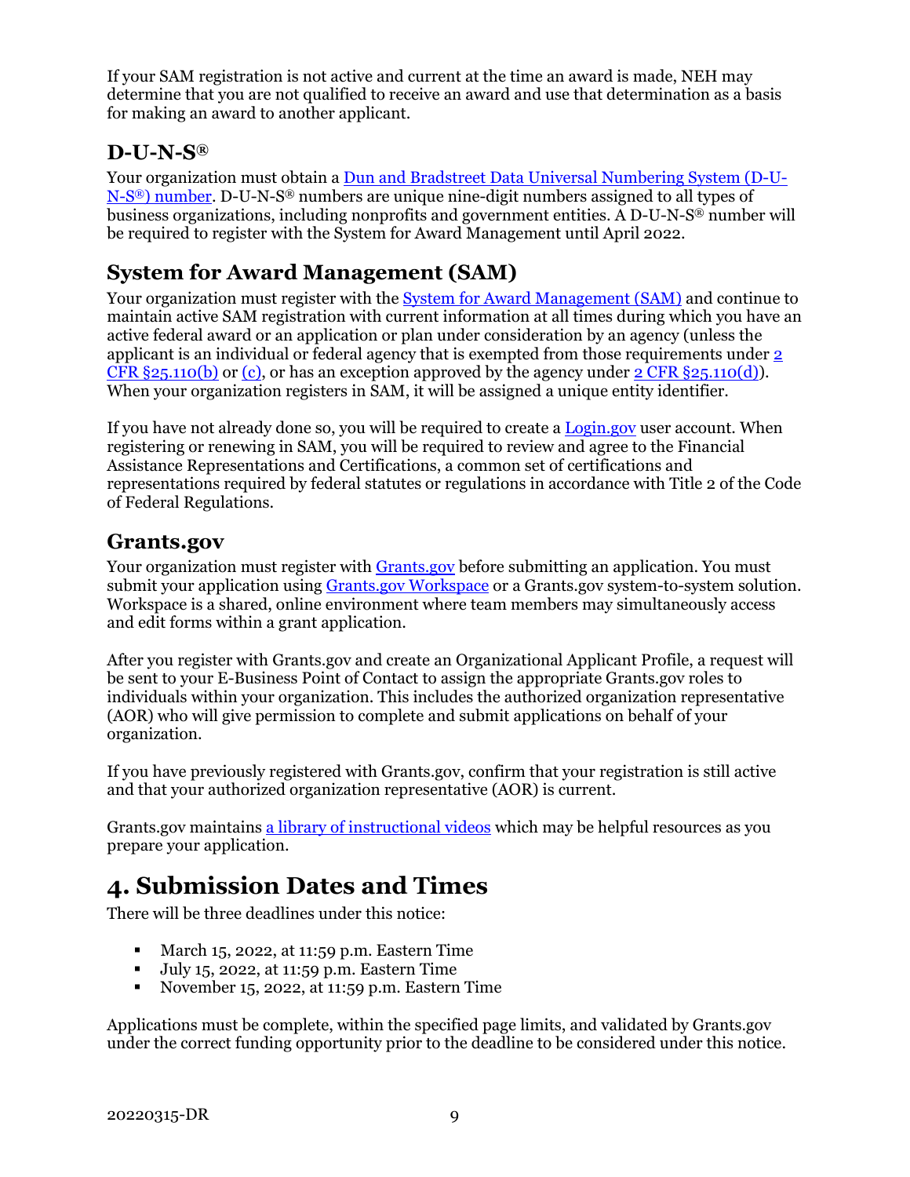If your SAM registration is not active and current at the time an award is made, NEH may determine that you are not qualified to receive an award and use that determination as a basis for making an award to another applicant.

### D-U-N-S®

Your organization must obtain a [Dun and Bradstreet Data Universal Numbering System (D-U-N-S®) number](). D-U-N-S® numbers are unique nine-digit numbers assigned to all types of business organizations, including nonprofits and government entities. A D-U-N-S® number will be required to register with the System for Award Management until April 2022.

### System for Award Management (SAM)

Your organization must register with the [System for Award Management (SAM)]() and continue to maintain active SAM registration with current information at all times during which you have an active federal award or an application or plan under consideration by an agency (unless the applicant is an individual or federal agency that is exempted from those requirements under [2 CFR §25.110(b)]() or [(c)](), or has an exception approved by the agency under [2 CFR §25.110(d)]()). When your organization registers in SAM, it will be assigned a unique entity identifier.

If you have not already done so, you will be required to create a [Login.gov]() user account. When registering or renewing in SAM, you will be required to review and agree to the Financial Assistance Representations and Certifications, a common set of certifications and representations required by federal statutes or regulations in accordance with Title 2 of the Code of Federal Regulations.

### Grants.gov

Your organization must register with [Grants.gov]() before submitting an application. You must submit your application using [Grants.gov Workspace]() or a Grants.gov system-to-system solution. Workspace is a shared, online environment where team members may simultaneously access and edit forms within a grant application.

After you register with Grants.gov and create an Organizational Applicant Profile, a request will be sent to your E-Business Point of Contact to assign the appropriate Grants.gov roles to individuals within your organization. This includes the authorized organization representative (AOR) who will give permission to complete and submit applications on behalf of your organization.

If you have previously registered with Grants.gov, confirm that your registration is still active and that your authorized organization representative (AOR) is current.

Grants.gov maintains [a library of instructional videos]() which may be helpful resources as you prepare your application.

## 4. Submission Dates and Times

There will be three deadlines under this notice:

- March 15, 2022, at 11:59 p.m. Eastern Time
- July 15, 2022, at 11:59 p.m. Eastern Time
- November 15, 2022, at 11:59 p.m. Eastern Time

Applications must be complete, within the specified page limits, and validated by Grants.gov under the correct funding opportunity prior to the deadline to be considered under this notice.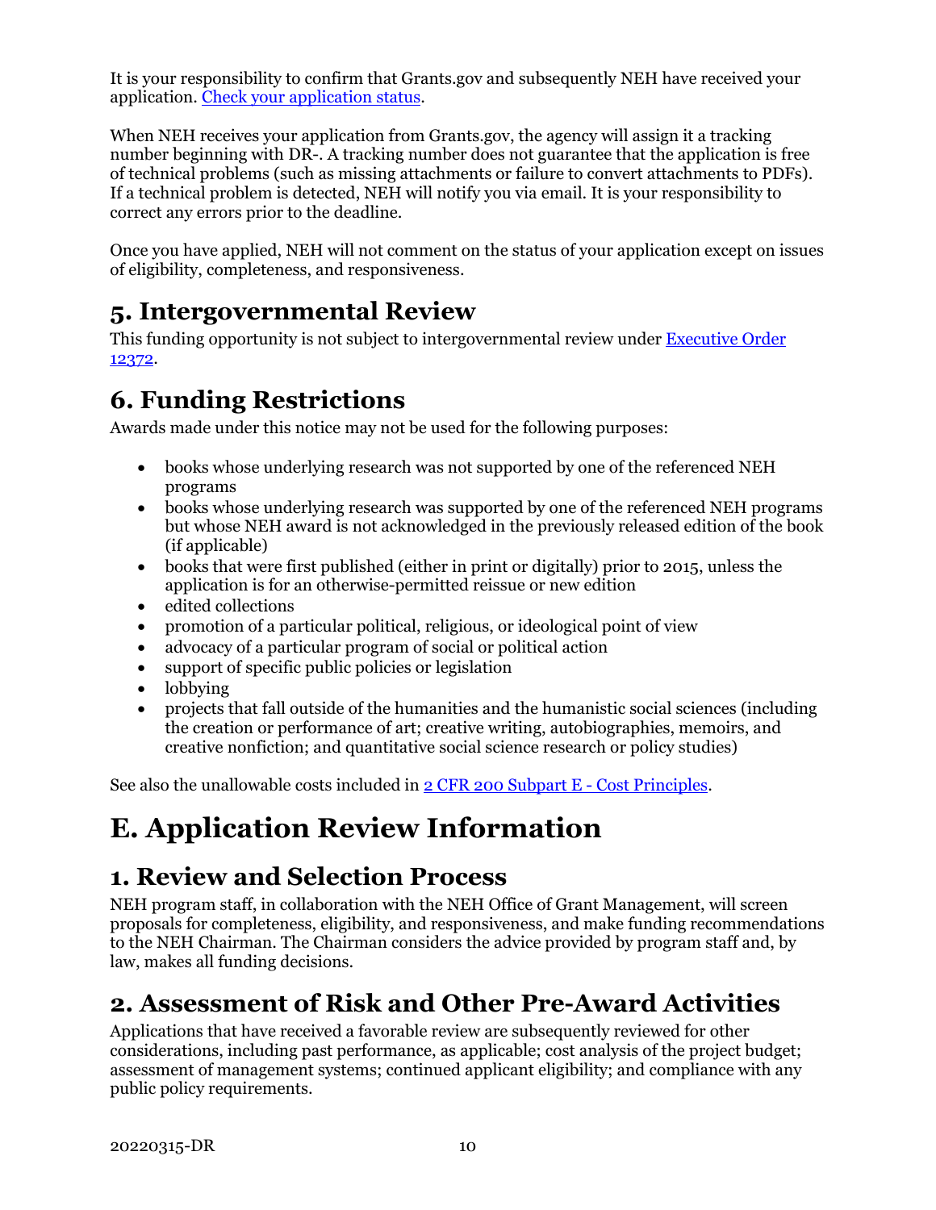It is your responsibility to confirm that Grants.gov and subsequently NEH have received your application. [Check your application status](#).

When NEH receives your application from Grants.gov, the agency will assign it a tracking number beginning with DR-. A tracking number does not guarantee that the application is free of technical problems (such as missing attachments or failure to convert attachments to PDFs). If a technical problem is detected, NEH will notify you via email. It is your responsibility to correct any errors prior to the deadline.

Once you have applied, NEH will not comment on the status of your application except on issues of eligibility, completeness, and responsiveness.

## 5. Intergovernmental Review

This funding opportunity is not subject to intergovernmental review under [Executive Order 12372](#).

## 6. Funding Restrictions

Awards made under this notice may not be used for the following purposes:

- books whose underlying research was not supported by one of the referenced NEH programs
- books whose underlying research was supported by one of the referenced NEH programs but whose NEH award is not acknowledged in the previously released edition of the book (if applicable)
- books that were first published (either in print or digitally) prior to 2015, unless the application is for an otherwise-permitted reissue or new edition
- edited collections
- promotion of a particular political, religious, or ideological point of view
- advocacy of a particular program of social or political action
- support of specific public policies or legislation
- lobbying
- projects that fall outside of the humanities and the humanistic social sciences (including the creation or performance of art; creative writing, autobiographies, memoirs, and creative nonfiction; and quantitative social science research or policy studies)

See also the unallowable costs included in [2 CFR 200 Subpart E - Cost Principles](#).

# E. Application Review Information

## 1. Review and Selection Process

NEH program staff, in collaboration with the NEH Office of Grant Management, will screen proposals for completeness, eligibility, and responsiveness, and make funding recommendations to the NEH Chairman. The Chairman considers the advice provided by program staff and, by law, makes all funding decisions.

## 2. Assessment of Risk and Other Pre-Award Activities

Applications that have received a favorable review are subsequently reviewed for other considerations, including past performance, as applicable; cost analysis of the project budget; assessment of management systems; continued applicant eligibility; and compliance with any public policy requirements.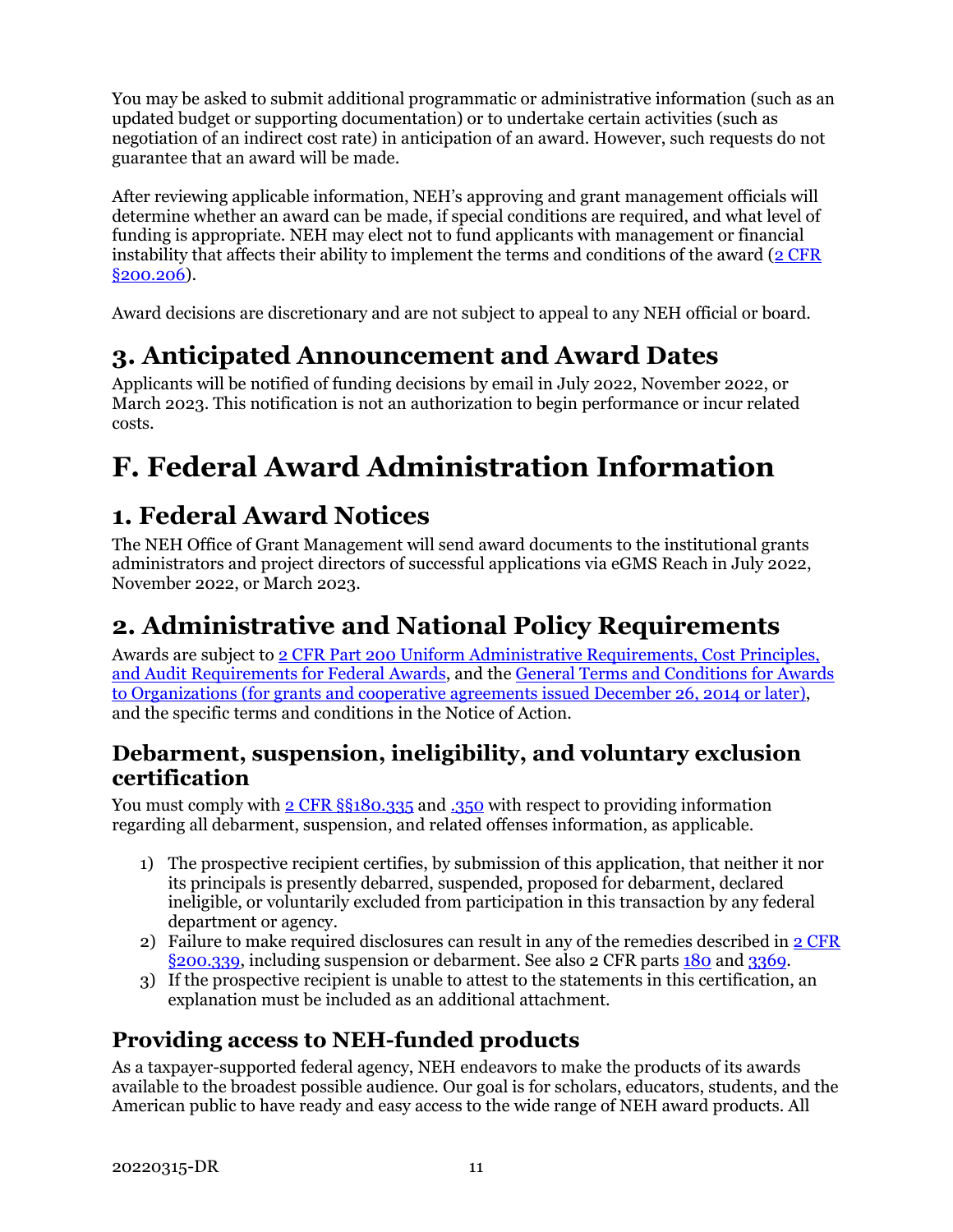You may be asked to submit additional programmatic or administrative information (such as an updated budget or supporting documentation) or to undertake certain activities (such as negotiation of an indirect cost rate) in anticipation of an award. However, such requests do not guarantee that an award will be made.

After reviewing applicable information, NEH's approving and grant management officials will determine whether an award can be made, if special conditions are required, and what level of funding is appropriate. NEH may elect not to fund applicants with management or financial instability that affects their ability to implement the terms and conditions of the award ([2 CFR §200.206](https://www.ecfr.gov/current/title-2/section-200.206)).

Award decisions are discretionary and are not subject to appeal to any NEH official or board.

## 3. Anticipated Announcement and Award Dates

Applicants will be notified of funding decisions by email in July 2022, November 2022, or March 2023. This notification is not an authorization to begin performance or incur related costs.

# F. Federal Award Administration Information

## 1. Federal Award Notices

The NEH Office of Grant Management will send award documents to the institutional grants administrators and project directors of successful applications via eGMS Reach in July 2022, November 2022, or March 2023.

## 2. Administrative and National Policy Requirements

Awards are subject to 2 CFR Part 200 Uniform Administrative Requirements, Cost Principles, and Audit Requirements for Federal Awards, and the General Terms and Conditions for Awards to Organizations (for grants and cooperative agreements issued December 26, 2014 or later), and the specific terms and conditions in the Notice of Action.

### Debarment, suspension, ineligibility, and voluntary exclusion certification

You must comply with 2 CFR §§180.335 and .350 with respect to providing information regarding all debarment, suspension, and related offenses information, as applicable.

1) The prospective recipient certifies, by submission of this application, that neither it nor its principals is presently debarred, suspended, proposed for debarment, declared ineligible, or voluntarily excluded from participation in this transaction by any federal department or agency.
2) Failure to make required disclosures can result in any of the remedies described in 2 CFR §200.339, including suspension or debarment. See also 2 CFR parts 180 and 3369.
3) If the prospective recipient is unable to attest to the statements in this certification, an explanation must be included as an additional attachment.

### Providing access to NEH-funded products

As a taxpayer-supported federal agency, NEH endeavors to make the products of its awards available to the broadest possible audience. Our goal is for scholars, educators, students, and the American public to have ready and easy access to the wide range of NEH award products. All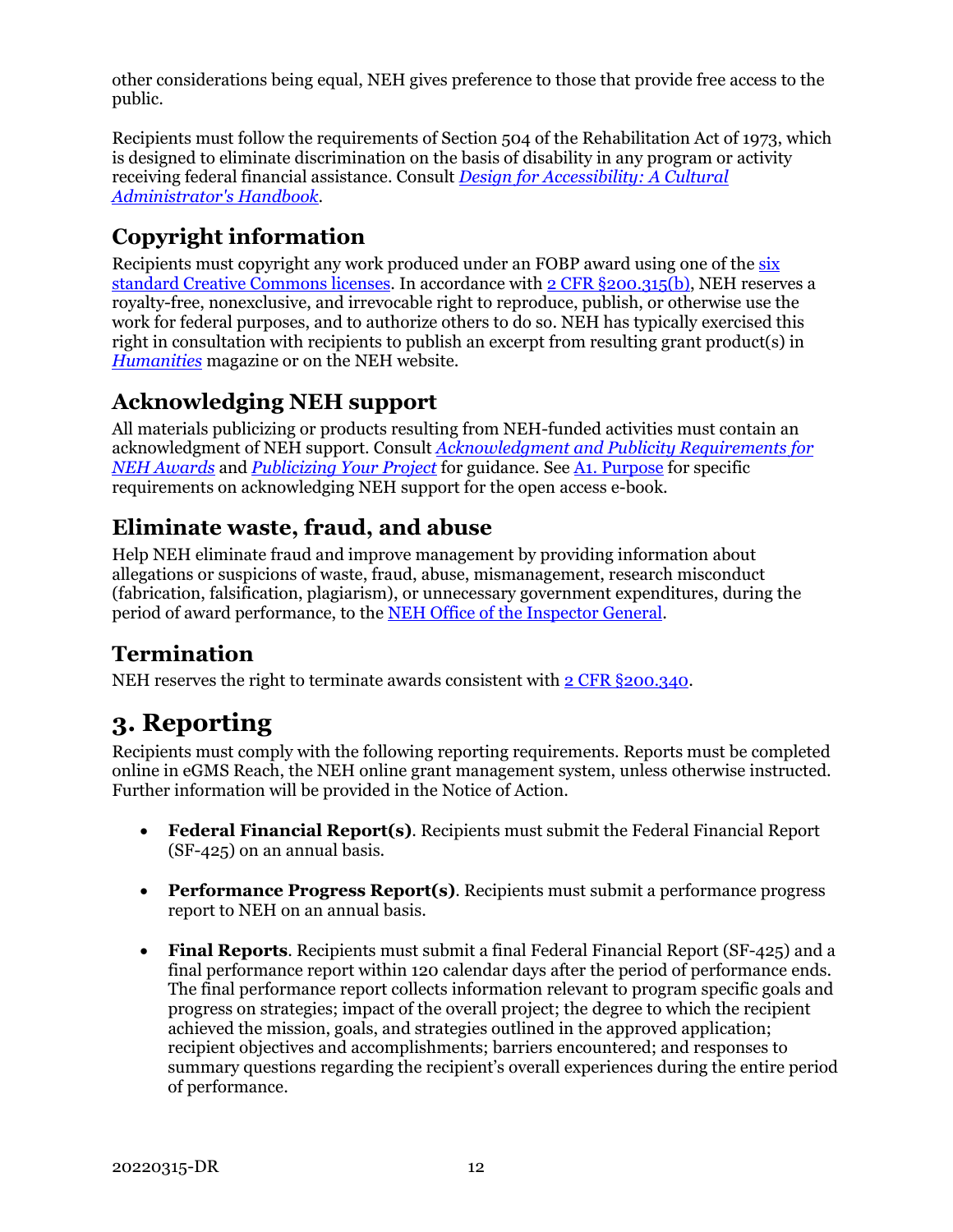other considerations being equal, NEH gives preference to those that provide free access to the public.

Recipients must follow the requirements of Section 504 of the Rehabilitation Act of 1973, which is designed to eliminate discrimination on the basis of disability in any program or activity receiving federal financial assistance. Consult [*Design for Accessibility: A Cultural Administrator's Handbook*](#).

## Copyright information

Recipients must copyright any work produced under an FOBP award using one of the [six standard Creative Commons licenses](#). In accordance with [2 CFR §200.315(b)](#), NEH reserves a royalty-free, nonexclusive, and irrevocable right to reproduce, publish, or otherwise use the work for federal purposes, and to authorize others to do so. NEH has typically exercised this right in consultation with recipients to publish an excerpt from resulting grant product(s) in [*Humanities*](#) magazine or on the NEH website.

## Acknowledging NEH support

All materials publicizing or products resulting from NEH-funded activities must contain an acknowledgment of NEH support. Consult [*Acknowledgment and Publicity Requirements for NEH Awards*](#) and [*Publicizing Your Project*](#) for guidance. See [A1. Purpose](#) for specific requirements on acknowledging NEH support for the open access e-book.

## Eliminate waste, fraud, and abuse

Help NEH eliminate fraud and improve management by providing information about allegations or suspicions of waste, fraud, abuse, mismanagement, research misconduct (fabrication, falsification, plagiarism), or unnecessary government expenditures, during the period of award performance, to the [NEH Office of the Inspector General](#).

## Termination

NEH reserves the right to terminate awards consistent with [2 CFR §200.340](#).

# 3. Reporting

Recipients must comply with the following reporting requirements. Reports must be completed online in eGMS Reach, the NEH online grant management system, unless otherwise instructed. Further information will be provided in the Notice of Action.

- **Federal Financial Report(s)**. Recipients must submit the Federal Financial Report (SF-425) on an annual basis.

- **Performance Progress Report(s)**. Recipients must submit a performance progress report to NEH on an annual basis.

- **Final Reports**. Recipients must submit a final Federal Financial Report (SF-425) and a final performance report within 120 calendar days after the period of performance ends. The final performance report collects information relevant to program specific goals and progress on strategies; impact of the overall project; the degree to which the recipient achieved the mission, goals, and strategies outlined in the approved application; recipient objectives and accomplishments; barriers encountered; and responses to summary questions regarding the recipient's overall experiences during the entire period of performance.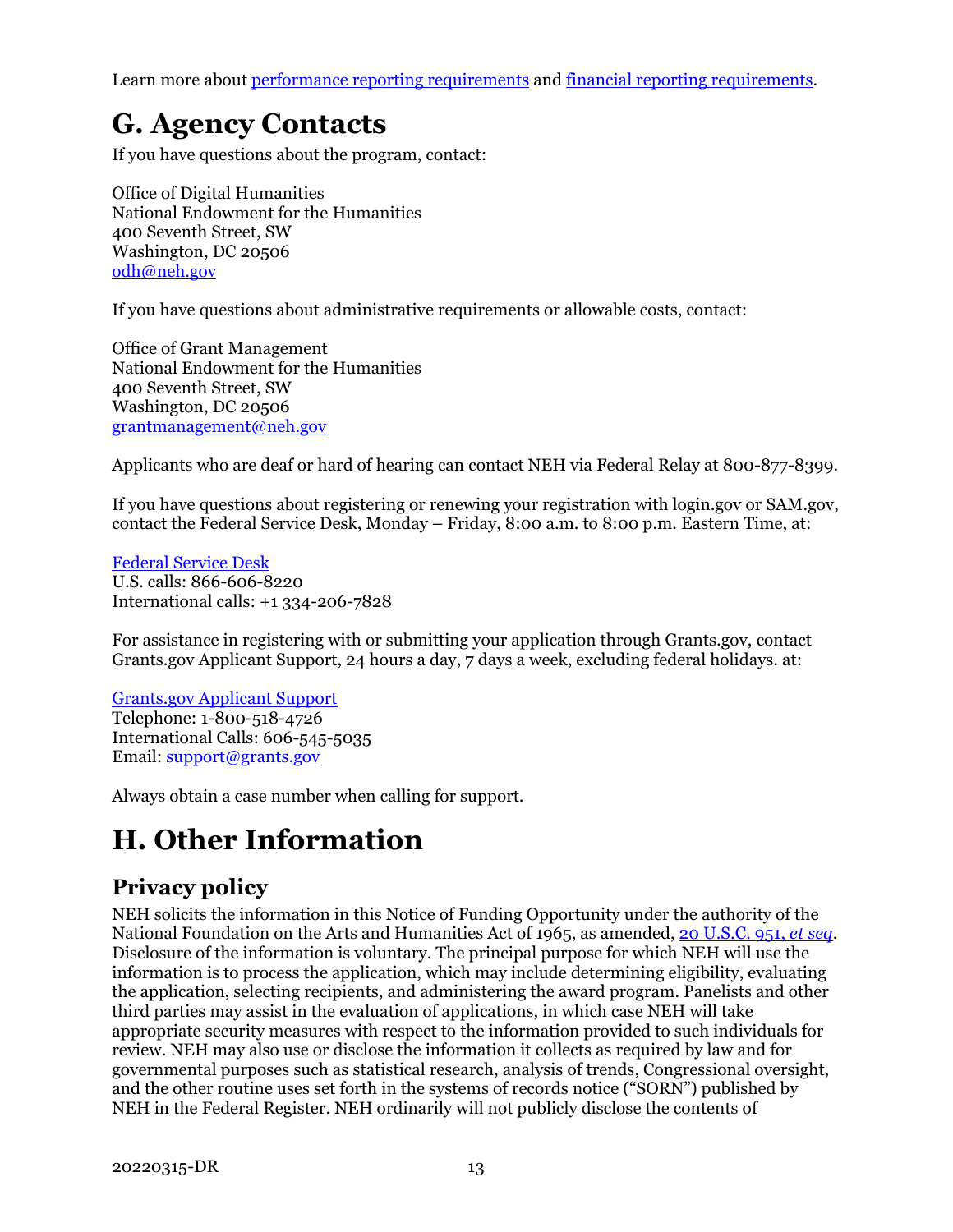Learn more about [performance reporting requirements](#) and [financial reporting requirements](#).

# G. Agency Contacts

If you have questions about the program, contact:

Office of Digital Humanities
National Endowment for the Humanities
400 Seventh Street, SW
Washington, DC 20506
odh@neh.gov

If you have questions about administrative requirements or allowable costs, contact:

Office of Grant Management
National Endowment for the Humanities
400 Seventh Street, SW
Washington, DC 20506
grantmanagement@neh.gov

Applicants who are deaf or hard of hearing can contact NEH via Federal Relay at 800-877-8399.

If you have questions about registering or renewing your registration with login.gov or SAM.gov, contact the Federal Service Desk, Monday – Friday, 8:00 a.m. to 8:00 p.m. Eastern Time, at:

Federal Service Desk
U.S. calls: 866-606-8220
International calls: +1 334-206-7828

For assistance in registering with or submitting your application through Grants.gov, contact Grants.gov Applicant Support, 24 hours a day, 7 days a week, excluding federal holidays. at:

Grants.gov Applicant Support
Telephone: 1-800-518-4726
International Calls: 606-545-5035
Email: support@grants.gov

Always obtain a case number when calling for support.

# H. Other Information

## Privacy policy

NEH solicits the information in this Notice of Funding Opportunity under the authority of the National Foundation on the Arts and Humanities Act of 1965, as amended, 20 U.S.C. 951, *et seq*. Disclosure of the information is voluntary. The principal purpose for which NEH will use the information is to process the application, which may include determining eligibility, evaluating the application, selecting recipients, and administering the award program. Panelists and other third parties may assist in the evaluation of applications, in which case NEH will take appropriate security measures with respect to the information provided to such individuals for review. NEH may also use or disclose the information it collects as required by law and for governmental purposes such as statistical research, analysis of trends, Congressional oversight, and the other routine uses set forth in the systems of records notice ("SORN") published by NEH in the Federal Register. NEH ordinarily will not publicly disclose the contents of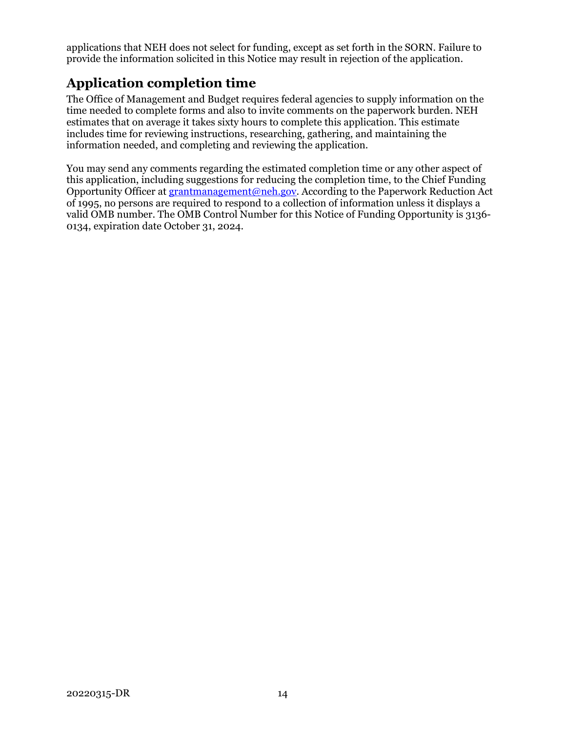applications that NEH does not select for funding, except as set forth in the SORN. Failure to provide the information solicited in this Notice may result in rejection of the application.

## Application completion time

The Office of Management and Budget requires federal agencies to supply information on the time needed to complete forms and also to invite comments on the paperwork burden. NEH estimates that on average it takes sixty hours to complete this application. This estimate includes time for reviewing instructions, researching, gathering, and maintaining the information needed, and completing and reviewing the application.

You may send any comments regarding the estimated completion time or any other aspect of this application, including suggestions for reducing the completion time, to the Chief Funding Opportunity Officer at [grantmanagement@neh.gov](mailto:grantmanagement@neh.gov). According to the Paperwork Reduction Act of 1995, no persons are required to respond to a collection of information unless it displays a valid OMB number. The OMB Control Number for this Notice of Funding Opportunity is 3136-0134, expiration date October 31, 2024.